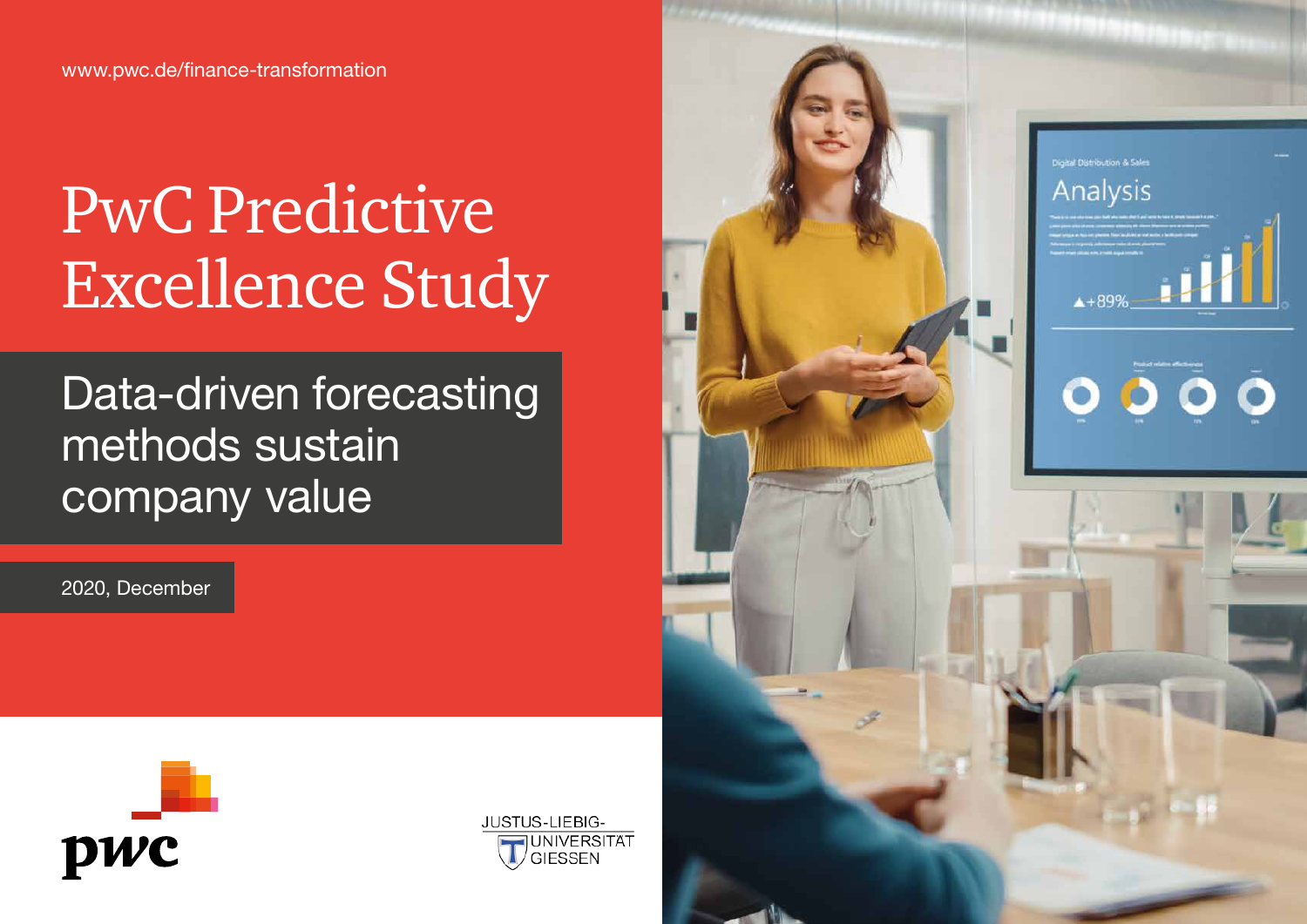www.pwc.de/finance-transformation

# PwC Predictive Excellence Study

## Data-driven forecasting methods sustain company value

2020, December

JUSTUS-LIEBIG-UNIVERSITÄT GIESSEN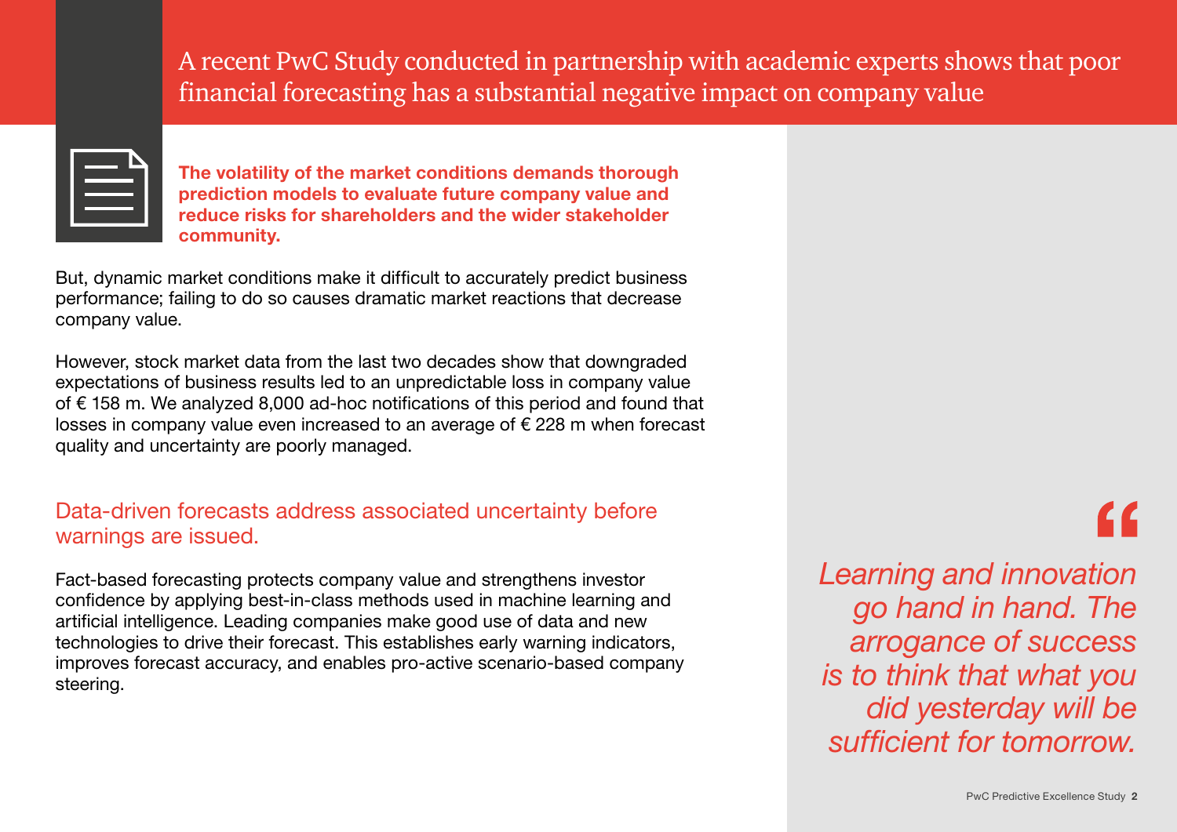# A recent PwC Study conducted in partnership with academic experts shows that poor financial forecasting has a substantial negative impact on company value

**The volatility of the market conditions demands thorough prediction models to evaluate future company value and reduce risks for shareholders and the wider stakeholder community.**

But, dynamic market conditions make it difficult to accurately predict business performance; failing to do so causes dramatic market reactions that decrease company value.

However, stock market data from the last two decades show that downgraded expectations of business results led to an unpredictable loss in company value of € 158 m. We analyzed 8,000 ad-hoc notifications of this period and found that losses in company value even increased to an average of € 228 m when forecast quality and uncertainty are poorly managed.

## Data-driven forecasts address associated uncertainty before warnings are issued.

Fact-based forecasting protects company value and strengthens investor confidence by applying best-in-class methods used in machine learning and artificial intelligence. Leading companies make good use of data and new technologies to drive their forecast. This establishes early warning indicators, improves forecast accuracy, and enables pro-active scenario-based company steering.

> *Learning and innovation go hand in hand. The arrogance of success is to think that what you did yesterday will be sufficient for tomorrow.*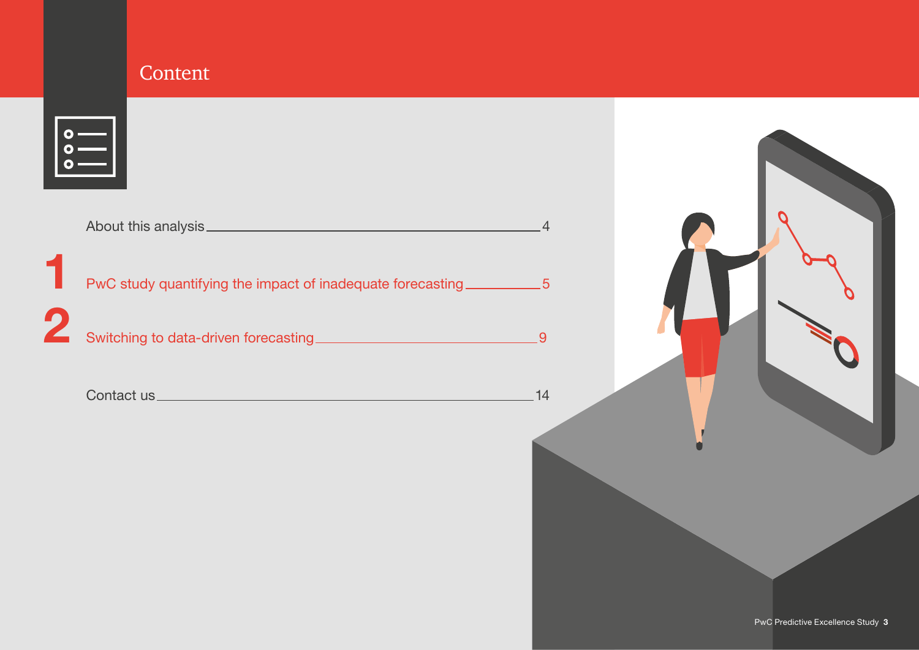# Content

About this analysis ........ 4

1 PwC study quantifying the impact of inadequate forecasting ........ 5

2 Switching to data-driven forecasting ........ 9

Contact us ........ 14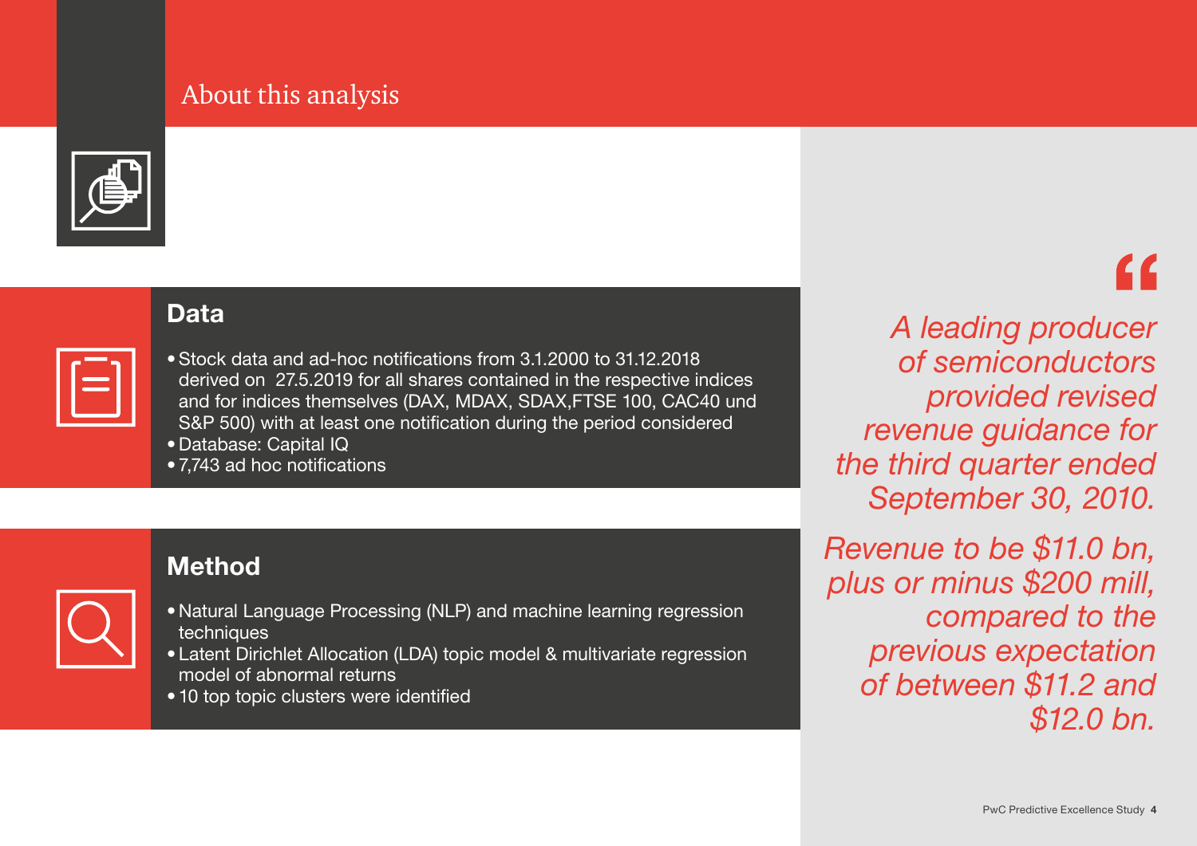# About this analysis

## Data

- Stock data and ad-hoc notifications from 3.1.2000 to 31.12.2018 derived on 27.5.2019 for all shares contained in the respective indices and for indices themselves (DAX, MDAX, SDAX,FTSE 100, CAC40 und S&P 500) with at least one notification during the period considered
- Database: Capital IQ
- 7,743 ad hoc notifications

## Method

- Natural Language Processing (NLP) and machine learning regression techniques
- Latent Dirichlet Allocation (LDA) topic model & multivariate regression model of abnormal returns
- 10 top topic clusters were identified

> *"A leading producer of semiconductors provided revised revenue guidance for the third quarter ended September 30, 2010.*
>
> *Revenue to be $11.0 bn, plus or minus $200 mill, compared to the previous expectation of between $11.2 and $12.0 bn.*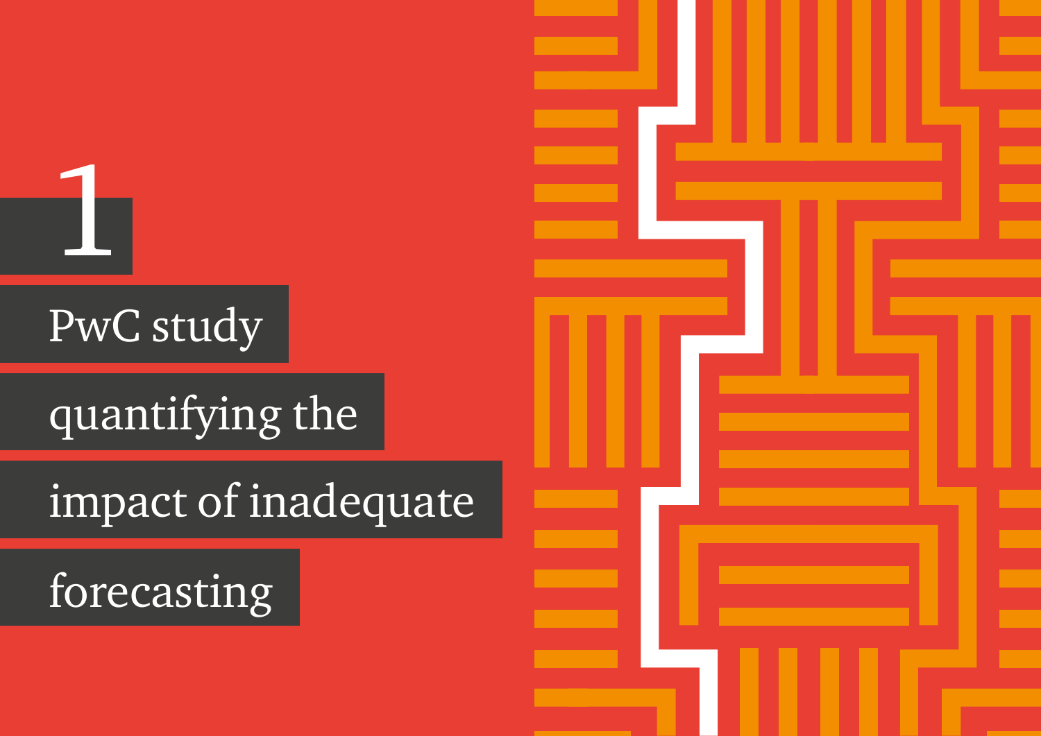# 1

# PwC study quantifying the impact of inadequate forecasting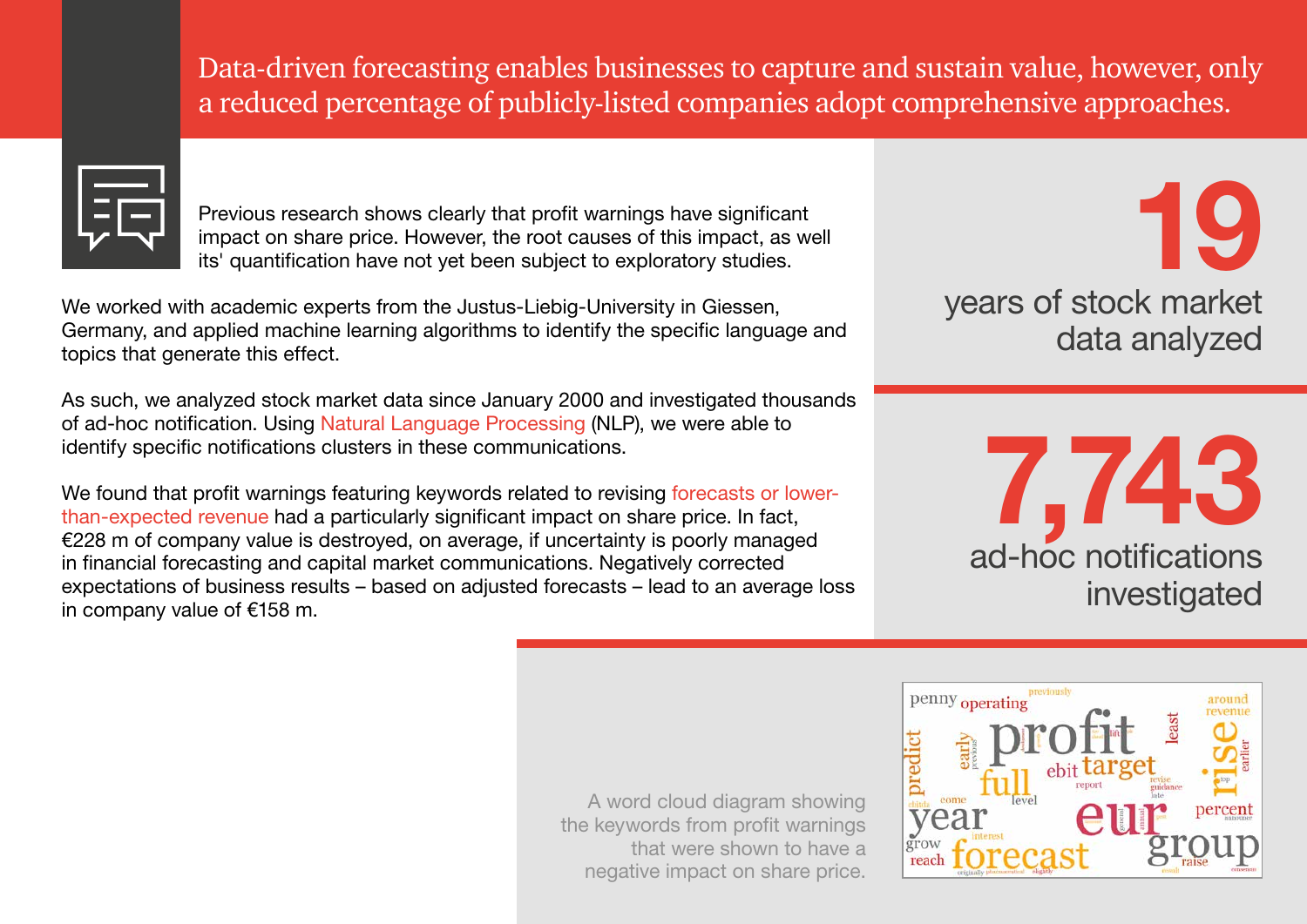Data-driven forecasting enables businesses to capture and sustain value, however, only a reduced percentage of publicly-listed companies adopt comprehensive approaches.

Previous research shows clearly that profit warnings have significant impact on share price. However, the root causes of this impact, as well its' quantification have not yet been subject to exploratory studies.

We worked with academic experts from the Justus-Liebig-University in Giessen, Germany, and applied machine learning algorithms to identify the specific language and topics that generate this effect.

As such, we analyzed stock market data since January 2000 and investigated thousands of ad-hoc notification. Using Natural Language Processing (NLP), we were able to identify specific notifications clusters in these communications.

We found that profit warnings featuring keywords related to revising forecasts or lower-than-expected revenue had a particularly significant impact on share price. In fact, €228 m of company value is destroyed, on average, if uncertainty is poorly managed in financial forecasting and capital market communications. Negatively corrected expectations of business results – based on adjusted forecasts – lead to an average loss in company value of €158 m.

**19**
years of stock market data analyzed

**7,743**
ad-hoc notifications investigated

A word cloud diagram showing the keywords from profit warnings that were shown to have a negative impact on share price.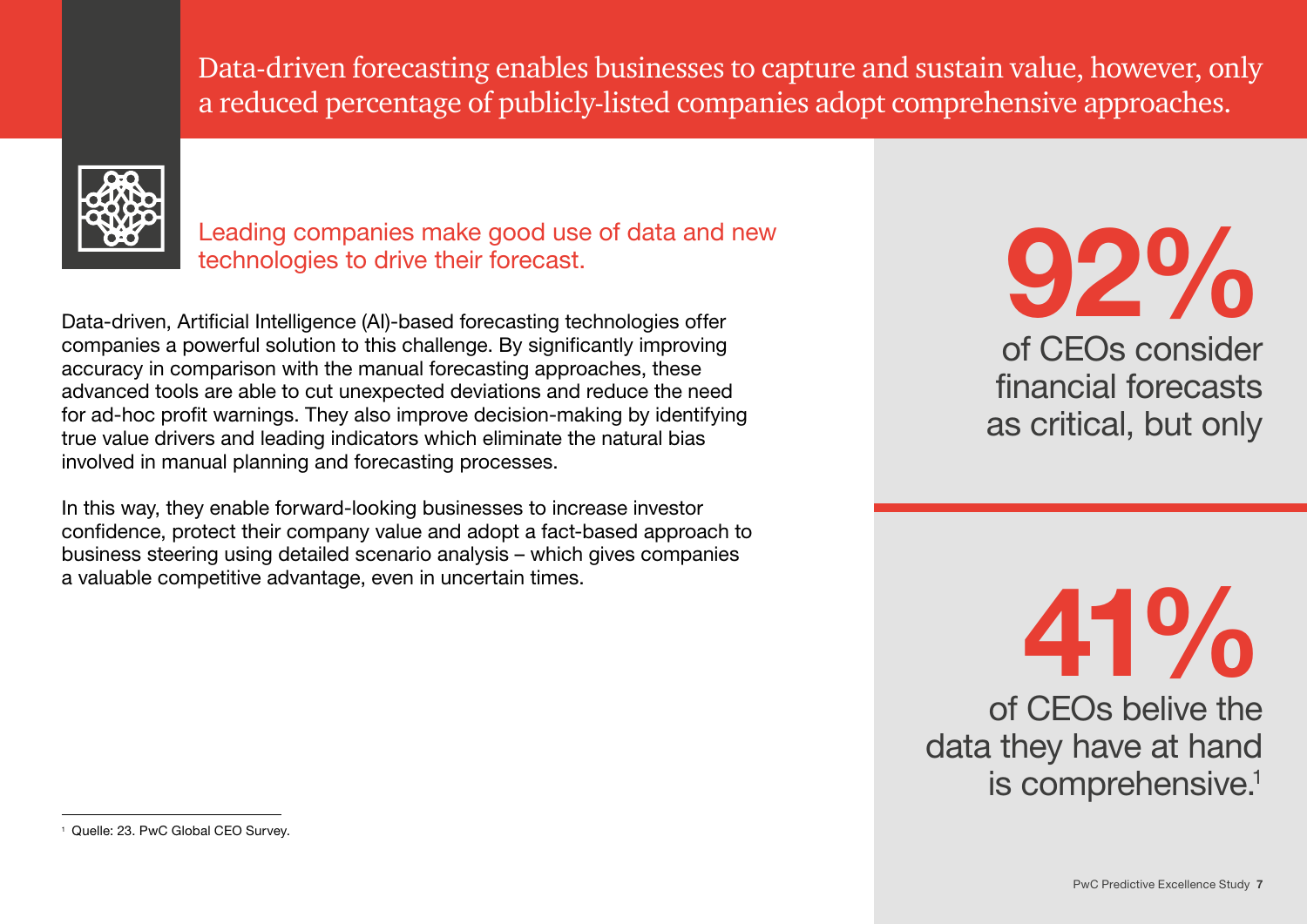# Data-driven forecasting enables businesses to capture and sustain value, however, only a reduced percentage of publicly-listed companies adopt comprehensive approaches.

## Leading companies make good use of data and new technologies to drive their forecast.

Data-driven, Artificial Intelligence (AI)-based forecasting technologies offer companies a powerful solution to this challenge. By significantly improving accuracy in comparison with the manual forecasting approaches, these advanced tools are able to cut unexpected deviations and reduce the need for ad-hoc profit warnings. They also improve decision-making by identifying true value drivers and leading indicators which eliminate the natural bias involved in manual planning and forecasting processes.

In this way, they enable forward-looking businesses to increase investor confidence, protect their company value and adopt a fact-based approach to business steering using detailed scenario analysis – which gives companies a valuable competitive advantage, even in uncertain times.

**92%** of CEOs consider financial forecasts as critical, but only

**41%** of CEOs belive the data they have at hand is comprehensive.[1]

[1] Quelle: 23. PwC Global CEO Survey.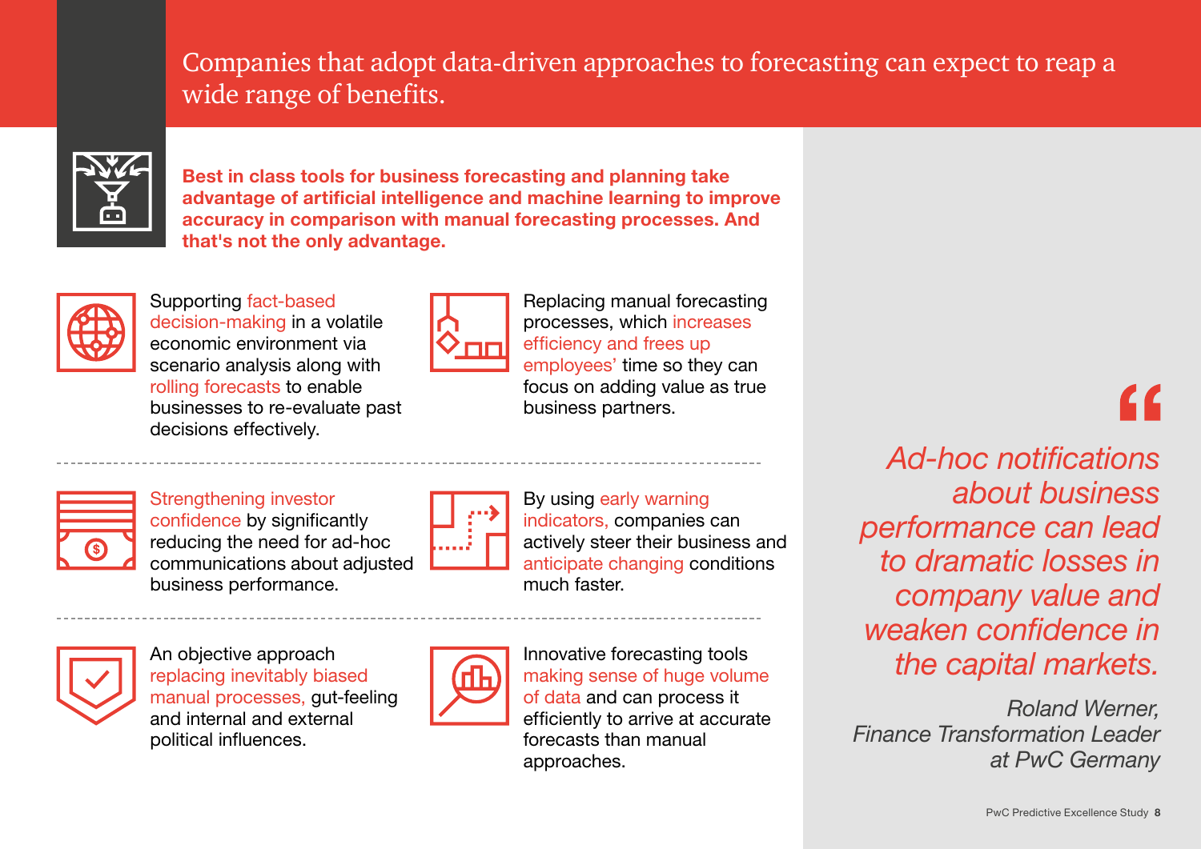# Companies that adopt data-driven approaches to forecasting can expect to reap a wide range of benefits.

**Best in class tools for business forecasting and planning take advantage of artificial intelligence and machine learning to improve accuracy in comparison with manual forecasting processes. And that's not the only advantage.**

Supporting fact-based decision-making in a volatile economic environment via scenario analysis along with rolling forecasts to enable businesses to re-evaluate past decisions effectively.

Replacing manual forecasting processes, which increases efficiency and frees up employees' time so they can focus on adding value as true business partners.

Strengthening investor confidence by significantly reducing the need for ad-hoc communications about adjusted business performance.

By using early warning indicators, companies can actively steer their business and anticipate changing conditions much faster.

An objective approach replacing inevitably biased manual processes, gut-feeling and internal and external political influences.

Innovative forecasting tools making sense of huge volume of data and can process it efficiently to arrive at accurate forecasts than manual approaches.

> *Ad-hoc notifications about business performance can lead to dramatic losses in company value and weaken confidence in the capital markets.*
>
> *Roland Werner, Finance Transformation Leader at PwC Germany*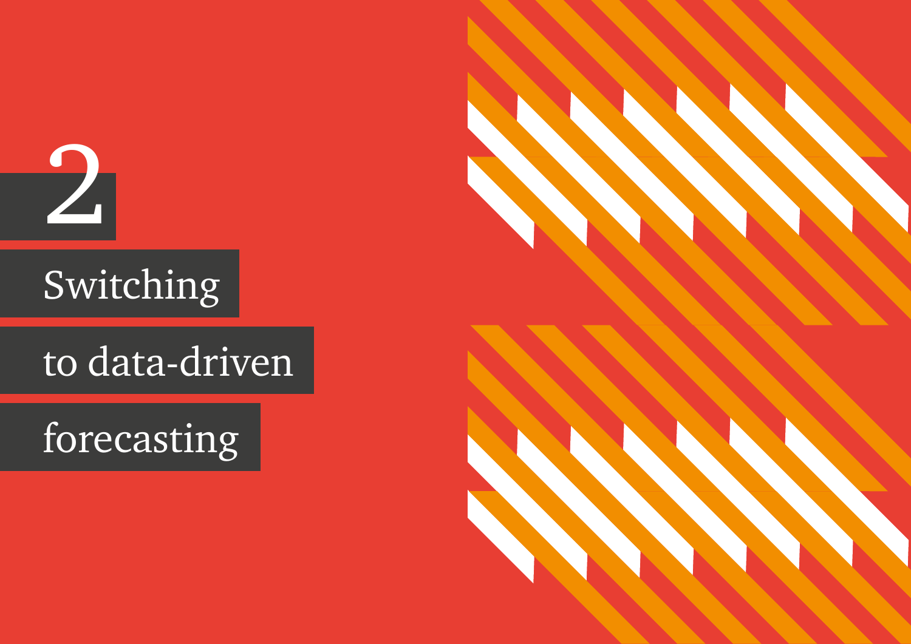# 2

# Switching to data-driven forecasting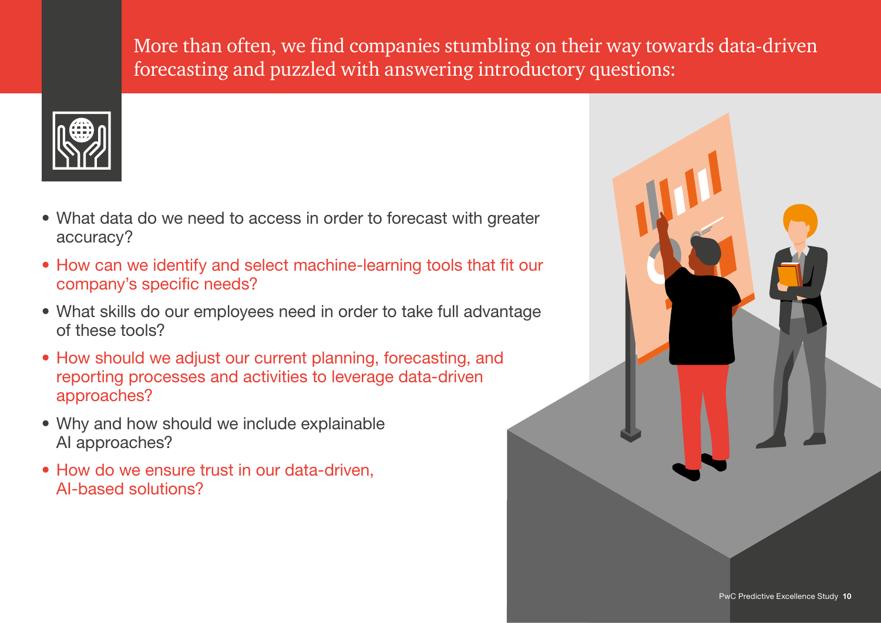More than often, we find companies stumbling on their way towards data-driven forecasting and puzzled with answering introductory questions:

- What data do we need to access in order to forecast with greater accuracy?
- How can we identify and select machine-learning tools that fit our company's specific needs?
- What skills do our employees need in order to take full advantage of these tools?
- How should we adjust our current planning, forecasting, and reporting processes and activities to leverage data-driven approaches?
- Why and how should we include explainable AI approaches?
- How do we ensure trust in our data-driven, AI-based solutions?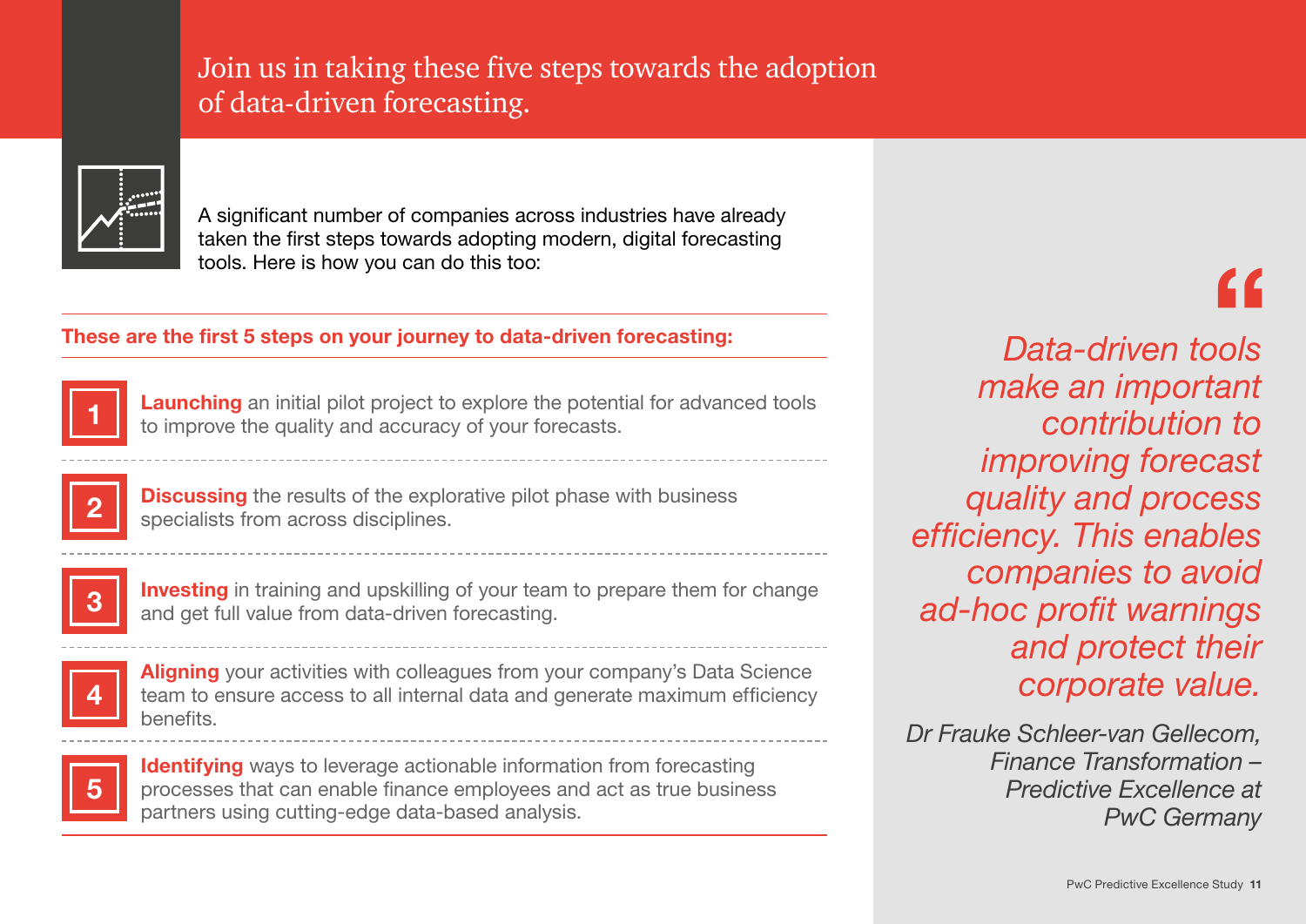# Join us in taking these five steps towards the adoption of data-driven forecasting.

A significant number of companies across industries have already taken the first steps towards adopting modern, digital forecasting tools. Here is how you can do this too:

**These are the first 5 steps on your journey to data-driven forecasting:**

1. **Launching** an initial pilot project to explore the potential for advanced tools to improve the quality and accuracy of your forecasts.
2. **Discussing** the results of the explorative pilot phase with business specialists from across disciplines.
3. **Investing** in training and upskilling of your team to prepare them for change and get full value from data-driven forecasting.
4. **Aligning** your activities with colleagues from your company's Data Science team to ensure access to all internal data and generate maximum efficiency benefits.
5. **Identifying** ways to leverage actionable information from forecasting processes that can enable finance employees and act as true business partners using cutting-edge data-based analysis.

> *"Data-driven tools make an important contribution to improving forecast quality and process efficiency. This enables companies to avoid ad-hoc profit warnings and protect their corporate value.*
>
> *Dr Frauke Schleer-van Gellecom, Finance Transformation – Predictive Excellence at PwC Germany*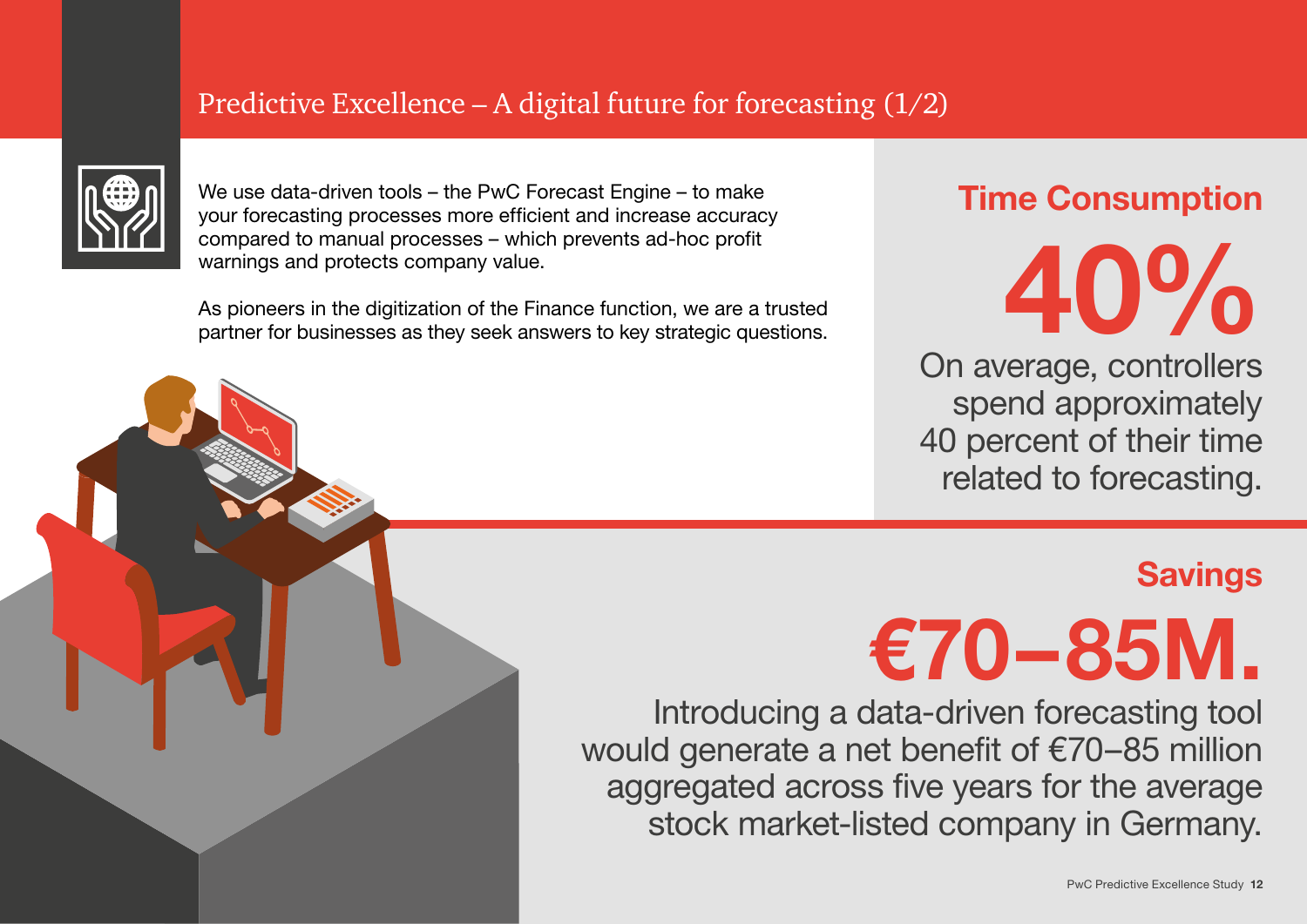# Predictive Excellence – A digital future for forecasting (1/2)

We use data-driven tools – the PwC Forecast Engine – to make your forecasting processes more efficient and increase accuracy compared to manual processes – which prevents ad-hoc profit warnings and protects company value.

As pioneers in the digitization of the Finance function, we are a trusted partner for businesses as they seek answers to key strategic questions.

## Time Consumption

**40%**

On average, controllers spend approximately 40 percent of their time related to forecasting.

## Savings

**€70–85M.**

Introducing a data-driven forecasting tool would generate a net benefit of €70–85 million aggregated across five years for the average stock market-listed company in Germany.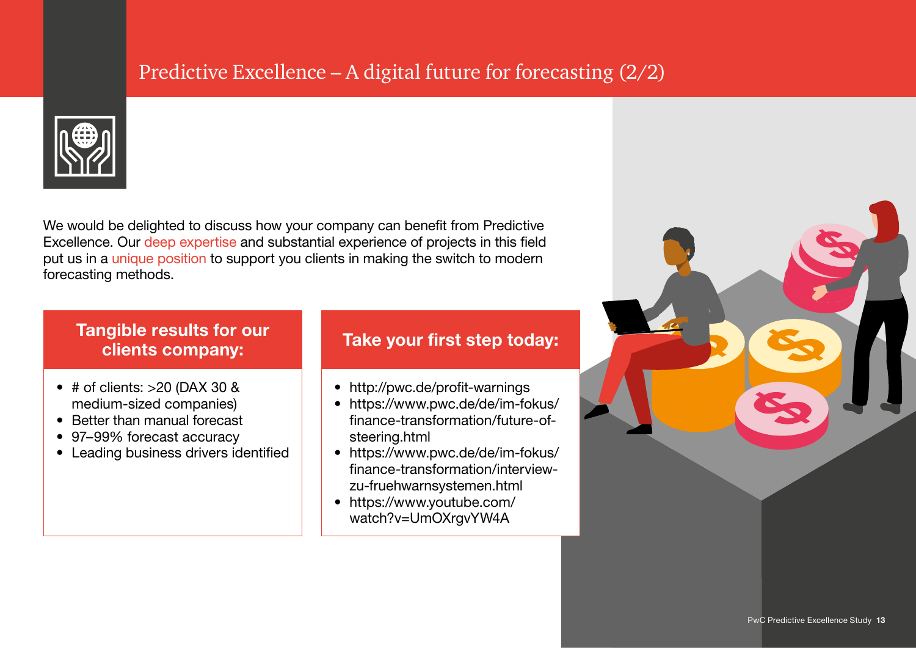# Predictive Excellence – A digital future for forecasting (2/2)

We would be delighted to discuss how your company can benefit from Predictive Excellence. Our deep expertise and substantial experience of projects in this field put us in a unique position to support you clients in making the switch to modern forecasting methods.

## Tangible results for our clients company:

- # of clients: >20 (DAX 30 & medium-sized companies)
- Better than manual forecast
- 97–99% forecast accuracy
- Leading business drivers identified

## Take your first step today:

- http://pwc.de/profit-warnings
- https://www.pwc.de/de/im-fokus/finance-transformation/future-of-steering.html
- https://www.pwc.de/de/im-fokus/finance-transformation/interview-zu-fruehwarnsystemen.html
- https://www.youtube.com/watch?v=UmOXrgvYW4A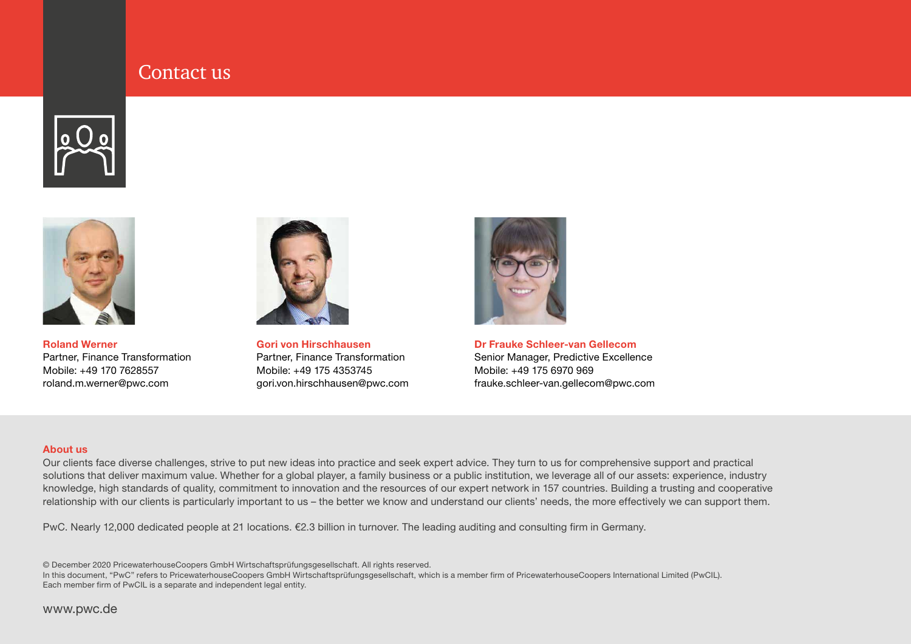# Contact us

**Roland Werner**
Partner, Finance Transformation
Mobile: +49 170 7628557
roland.m.werner@pwc.com

**Gori von Hirschhausen**
Partner, Finance Transformation
Mobile: +49 175 4353745
gori.von.hirschhausen@pwc.com

**Dr Frauke Schleer-van Gellecom**
Senior Manager, Predictive Excellence
Mobile: +49 175 6970 969
frauke.schleer-van.gellecom@pwc.com

**About us**

Our clients face diverse challenges, strive to put new ideas into practice and seek expert advice. They turn to us for comprehensive support and practical solutions that deliver maximum value. Whether for a global player, a family business or a public institution, we leverage all of our assets: experience, industry knowledge, high standards of quality, commitment to innovation and the resources of our expert network in 157 countries. Building a trusting and cooperative relationship with our clients is particularly important to us – the better we know and understand our clients' needs, the more effectively we can support them.

PwC. Nearly 12,000 dedicated people at 21 locations. €2.3 billion in turnover. The leading auditing and consulting firm in Germany.

© December 2020 PricewaterhouseCoopers GmbH Wirtschaftsprüfungsgesellschaft. All rights reserved.
In this document, "PwC" refers to PricewaterhouseCoopers GmbH Wirtschaftsprüfungsgesellschaft, which is a member firm of PricewaterhouseCoopers International Limited (PwCIL). Each member firm of PwCIL is a separate and independent legal entity.

www.pwc.de